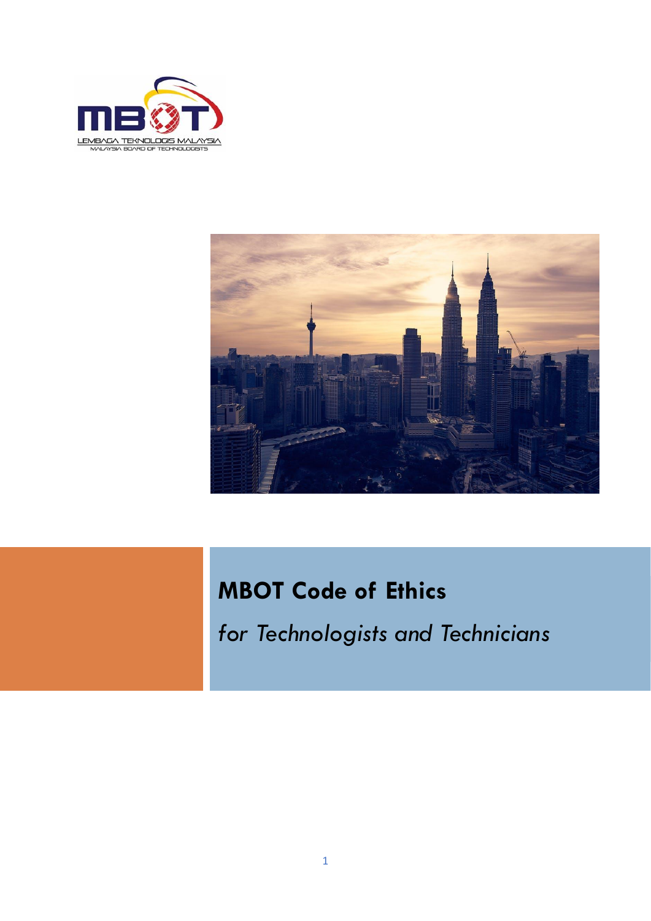# MBOT Code of Ethics

*for Technologists and Technicians*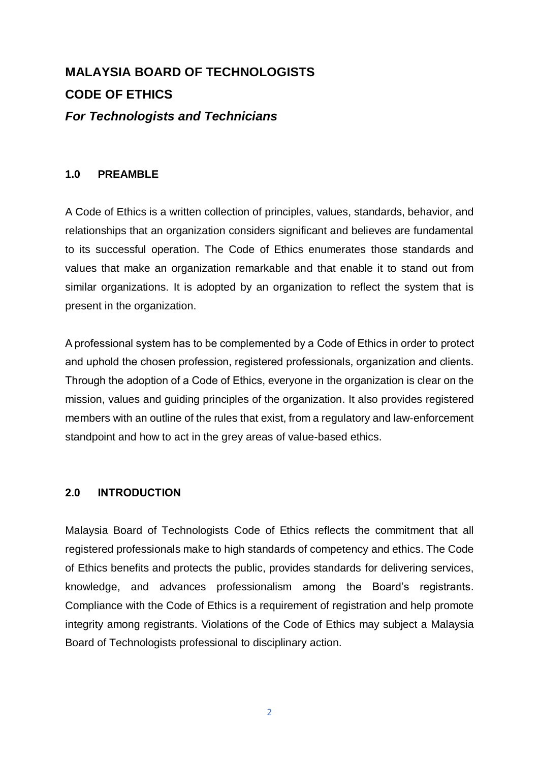# MALAYSIA BOARD OF TECHNOLOGISTS

# CODE OF ETHICS

## *For Technologists and Technicians*

### 1.0 PREAMBLE

A Code of Ethics is a written collection of principles, values, standards, behavior, and relationships that an organization considers significant and believes are fundamental to its successful operation. The Code of Ethics enumerates those standards and values that make an organization remarkable and that enable it to stand out from similar organizations. It is adopted by an organization to reflect the system that is present in the organization.

A professional system has to be complemented by a Code of Ethics in order to protect and uphold the chosen profession, registered professionals, organization and clients. Through the adoption of a Code of Ethics, everyone in the organization is clear on the mission, values and guiding principles of the organization. It also provides registered members with an outline of the rules that exist, from a regulatory and law-enforcement standpoint and how to act in the grey areas of value-based ethics.

### 2.0 INTRODUCTION

Malaysia Board of Technologists Code of Ethics reflects the commitment that all registered professionals make to high standards of competency and ethics. The Code of Ethics benefits and protects the public, provides standards for delivering services, knowledge, and advances professionalism among the Board's registrants. Compliance with the Code of Ethics is a requirement of registration and help promote integrity among registrants. Violations of the Code of Ethics may subject a Malaysia Board of Technologists professional to disciplinary action.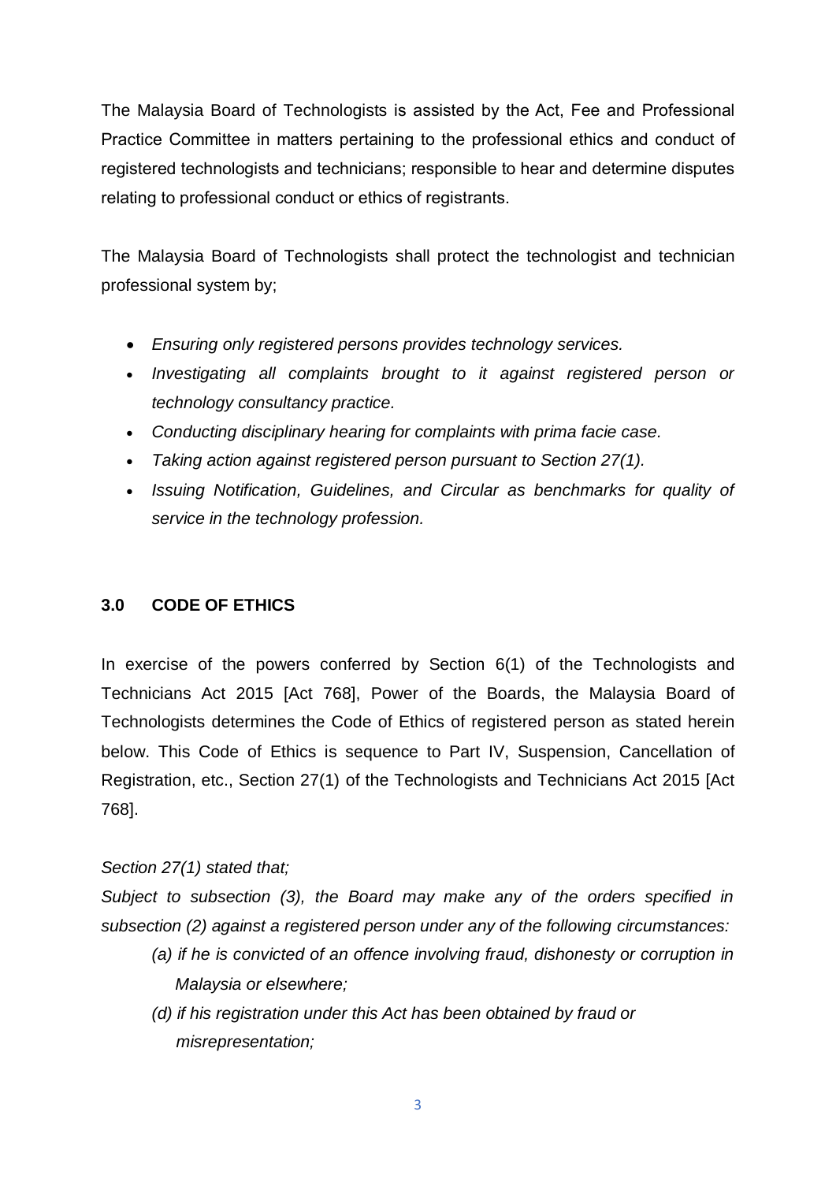The Malaysia Board of Technologists is assisted by the Act, Fee and Professional Practice Committee in matters pertaining to the professional ethics and conduct of registered technologists and technicians; responsible to hear and determine disputes relating to professional conduct or ethics of registrants.

The Malaysia Board of Technologists shall protect the technologist and technician professional system by;

- *Ensuring only registered persons provides technology services.*
- *Investigating all complaints brought to it against registered person or technology consultancy practice.*
- *Conducting disciplinary hearing for complaints with prima facie case.*
- *Taking action against registered person pursuant to Section 27(1).*
- *Issuing Notification, Guidelines, and Circular as benchmarks for quality of service in the technology profession.*

## 3.0 CODE OF ETHICS

In exercise of the powers conferred by Section 6(1) of the Technologists and Technicians Act 2015 [Act 768], Power of the Boards, the Malaysia Board of Technologists determines the Code of Ethics of registered person as stated herein below. This Code of Ethics is sequence to Part IV, Suspension, Cancellation of Registration, etc., Section 27(1) of the Technologists and Technicians Act 2015 [Act 768].

*Section 27(1) stated that;*

*Subject to subsection (3), the Board may make any of the orders specified in subsection (2) against a registered person under any of the following circumstances:*

> *(a) if he is convicted of an offence involving fraud, dishonesty or corruption in Malaysia or elsewhere;*
>
> *(d) if his registration under this Act has been obtained by fraud or misrepresentation;*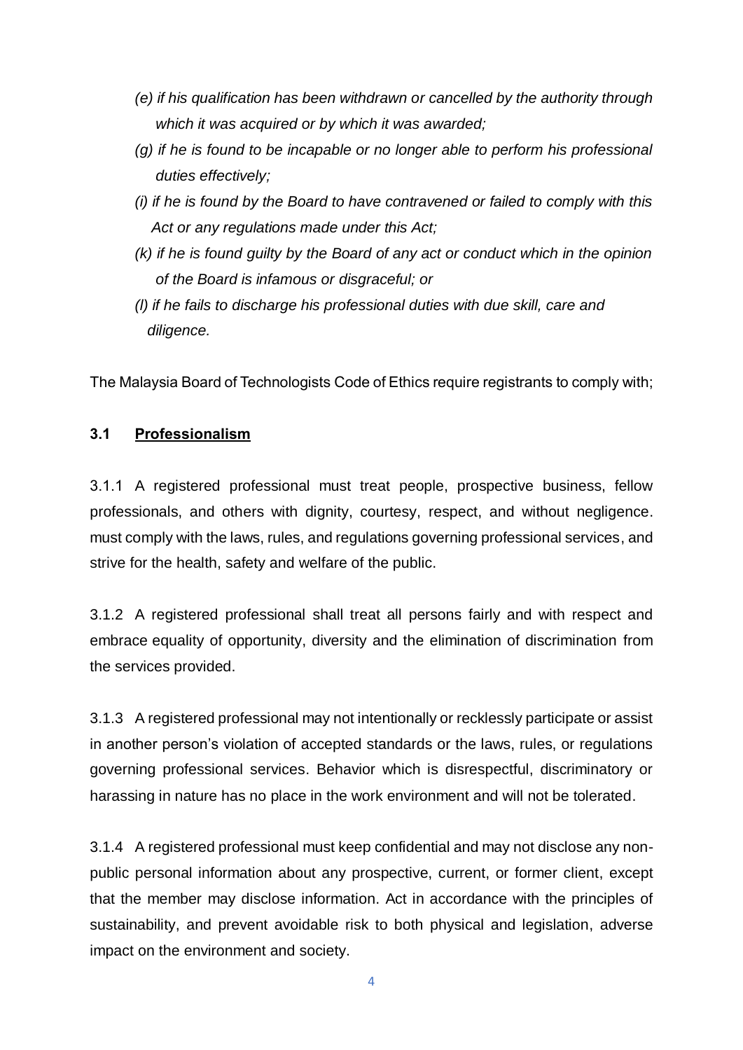*(e) if his qualification has been withdrawn or cancelled by the authority through which it was acquired or by which it was awarded;*

*(g) if he is found to be incapable or no longer able to perform his professional duties effectively;*

*(i) if he is found by the Board to have contravened or failed to comply with this Act or any regulations made under this Act;*

*(k) if he is found guilty by the Board of any act or conduct which in the opinion of the Board is infamous or disgraceful; or*

*(l) if he fails to discharge his professional duties with due skill, care and diligence.*

The Malaysia Board of Technologists Code of Ethics require registrants to comply with;

### 3.1 <u>Professionalism</u>

3.1.1 A registered professional must treat people, prospective business, fellow professionals, and others with dignity, courtesy, respect, and without negligence. must comply with the laws, rules, and regulations governing professional services, and strive for the health, safety and welfare of the public.

3.1.2 A registered professional shall treat all persons fairly and with respect and embrace equality of opportunity, diversity and the elimination of discrimination from the services provided.

3.1.3 A registered professional may not intentionally or recklessly participate or assist in another person's violation of accepted standards or the laws, rules, or regulations governing professional services. Behavior which is disrespectful, discriminatory or harassing in nature has no place in the work environment and will not be tolerated.

3.1.4 A registered professional must keep confidential and may not disclose any non-public personal information about any prospective, current, or former client, except that the member may disclose information. Act in accordance with the principles of sustainability, and prevent avoidable risk to both physical and legislation, adverse impact on the environment and society.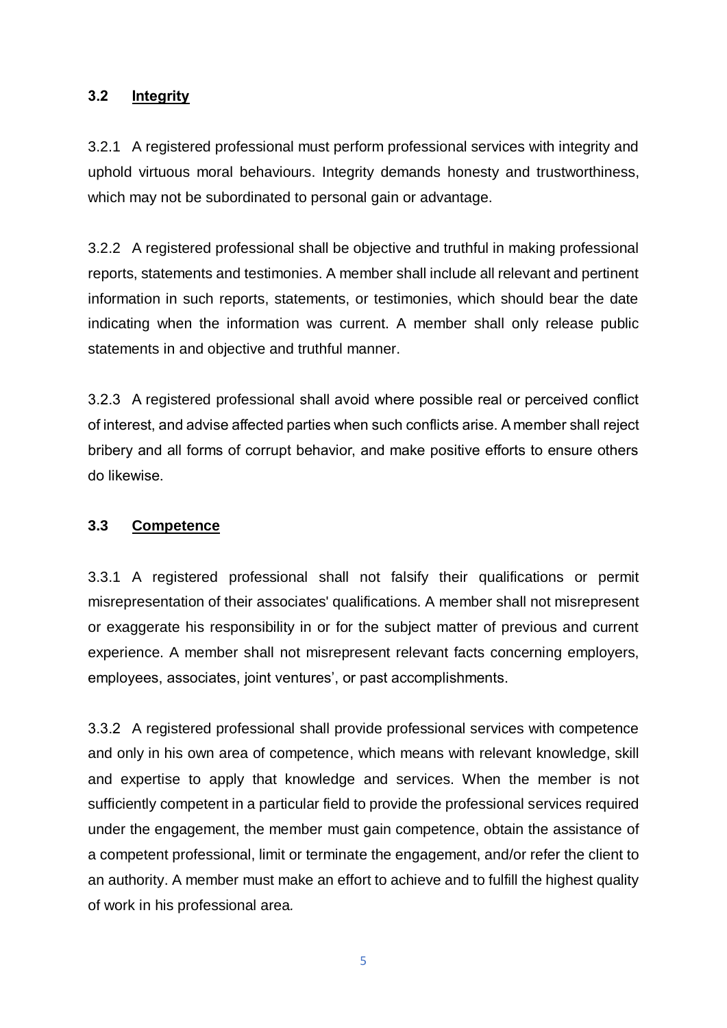### 3.2 Integrity

3.2.1 A registered professional must perform professional services with integrity and uphold virtuous moral behaviours. Integrity demands honesty and trustworthiness, which may not be subordinated to personal gain or advantage.

3.2.2 A registered professional shall be objective and truthful in making professional reports, statements and testimonies. A member shall include all relevant and pertinent information in such reports, statements, or testimonies, which should bear the date indicating when the information was current. A member shall only release public statements in and objective and truthful manner.

3.2.3 A registered professional shall avoid where possible real or perceived conflict of interest, and advise affected parties when such conflicts arise. A member shall reject bribery and all forms of corrupt behavior, and make positive efforts to ensure others do likewise.

### 3.3 Competence

3.3.1 A registered professional shall not falsify their qualifications or permit misrepresentation of their associates' qualifications. A member shall not misrepresent or exaggerate his responsibility in or for the subject matter of previous and current experience. A member shall not misrepresent relevant facts concerning employers, employees, associates, joint ventures', or past accomplishments.

3.3.2 A registered professional shall provide professional services with competence and only in his own area of competence, which means with relevant knowledge, skill and expertise to apply that knowledge and services. When the member is not sufficiently competent in a particular field to provide the professional services required under the engagement, the member must gain competence, obtain the assistance of a competent professional, limit or terminate the engagement, and/or refer the client to an authority. A member must make an effort to achieve and to fulfill the highest quality of work in his professional area.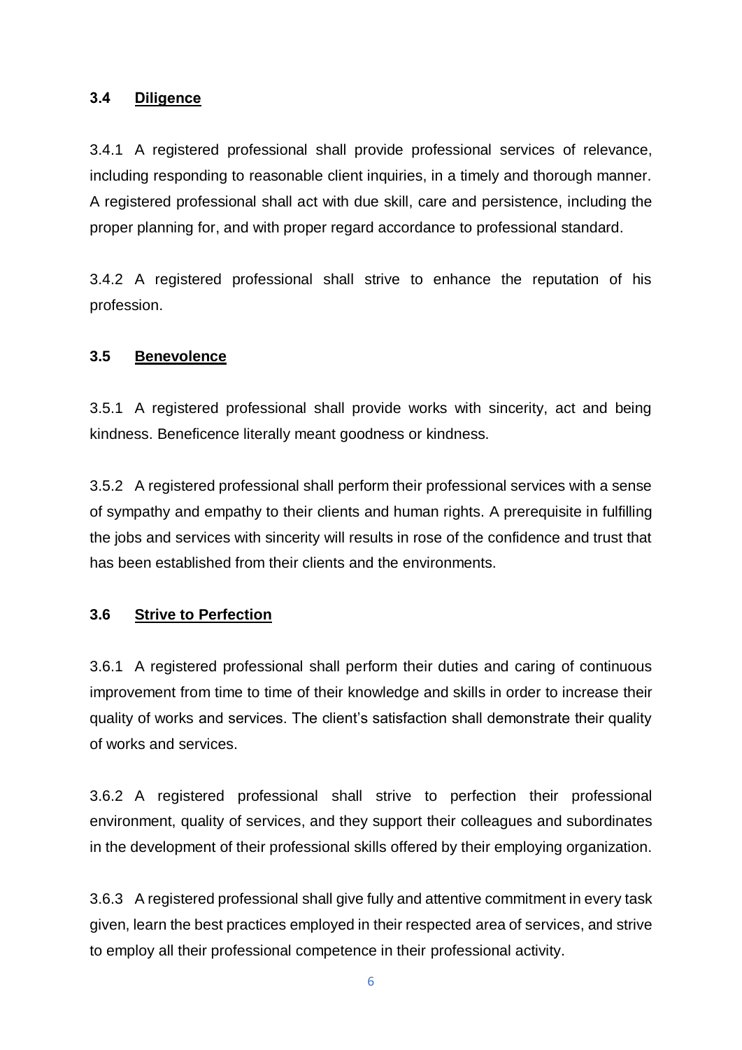### 3.4 <u>Diligence</u>

3.4.1 A registered professional shall provide professional services of relevance, including responding to reasonable client inquiries, in a timely and thorough manner. A registered professional shall act with due skill, care and persistence, including the proper planning for, and with proper regard accordance to professional standard.

3.4.2 A registered professional shall strive to enhance the reputation of his profession.

### 3.5 <u>Benevolence</u>

3.5.1 A registered professional shall provide works with sincerity, act and being kindness. Beneficence literally meant goodness or kindness.

3.5.2 A registered professional shall perform their professional services with a sense of sympathy and empathy to their clients and human rights. A prerequisite in fulfilling the jobs and services with sincerity will results in rose of the confidence and trust that has been established from their clients and the environments.

### 3.6 <u>Strive to Perfection</u>

3.6.1 A registered professional shall perform their duties and caring of continuous improvement from time to time of their knowledge and skills in order to increase their quality of works and services. The client's satisfaction shall demonstrate their quality of works and services.

3.6.2 A registered professional shall strive to perfection their professional environment, quality of services, and they support their colleagues and subordinates in the development of their professional skills offered by their employing organization.

3.6.3 A registered professional shall give fully and attentive commitment in every task given, learn the best practices employed in their respected area of services, and strive to employ all their professional competence in their professional activity.